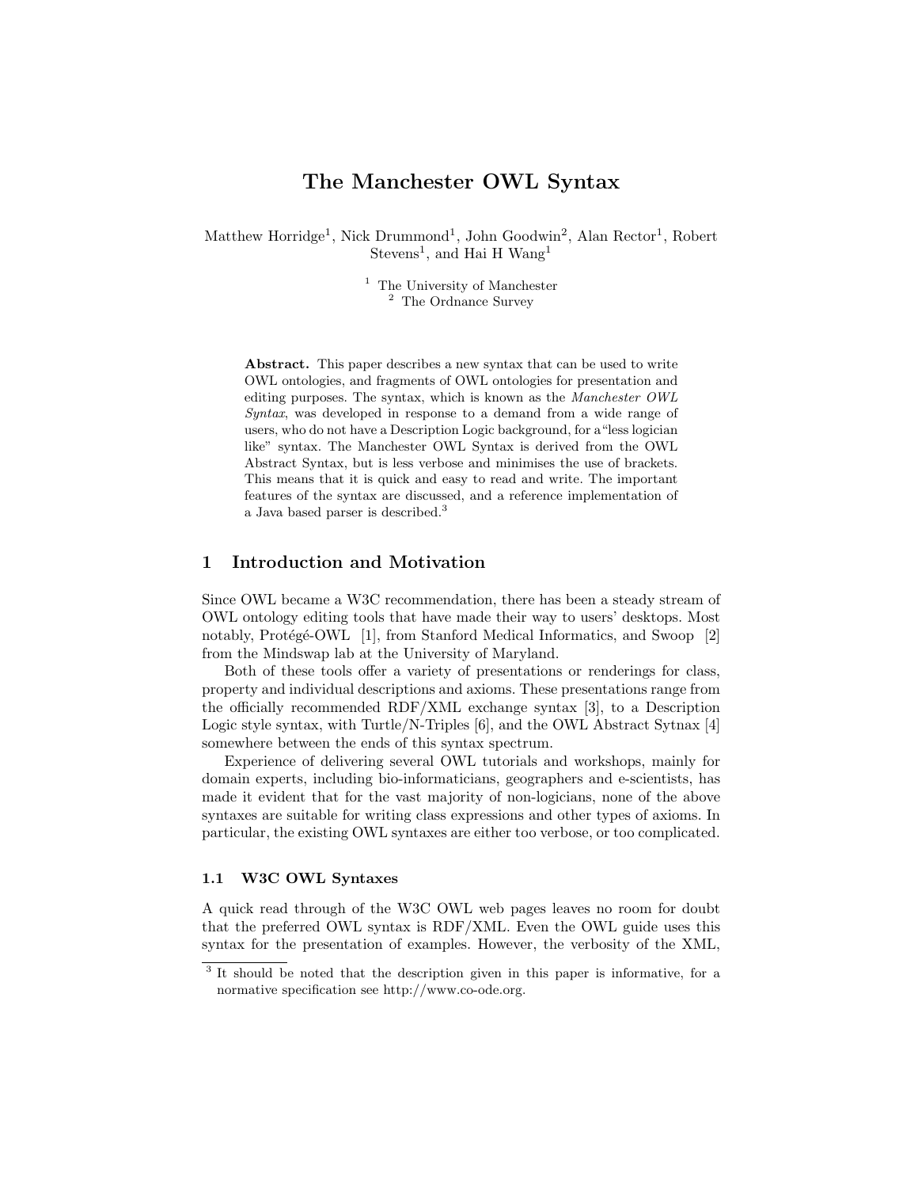# The Manchester OWL Syntax

Matthew Horridge[1], Nick Drummond[1], John Goodwin[2], Alan Rector[1], Robert Stevens[1], and Hai H Wang[1]

[1] The University of Manchester
[2] The Ordnance Survey

**Abstract.** This paper describes a new syntax that can be used to write OWL ontologies, and fragments of OWL ontologies for presentation and editing purposes. The syntax, which is known as the *Manchester OWL Syntax*, was developed in response to a demand from a wide range of users, who do not have a Description Logic background, for a "less logician like" syntax. The Manchester OWL Syntax is derived from the OWL Abstract Syntax, but is less verbose and minimises the use of brackets. This means that it is quick and easy to read and write. The important features of the syntax are discussed, and a reference implementation of a Java based parser is described.[3]

## 1 Introduction and Motivation

Since OWL became a W3C recommendation, there has been a steady stream of OWL ontology editing tools that have made their way to users' desktops. Most notably, Protégé-OWL [1], from Stanford Medical Informatics, and Swoop [2] from the Mindswap lab at the University of Maryland.

Both of these tools offer a variety of presentations or renderings for class, property and individual descriptions and axioms. These presentations range from the officially recommended RDF/XML exchange syntax [3], to a Description Logic style syntax, with Turtle/N-Triples [6], and the OWL Abstract Sytnax [4] somewhere between the ends of this syntax spectrum.

Experience of delivering several OWL tutorials and workshops, mainly for domain experts, including bio-informaticians, geographers and e-scientists, has made it evident that for the vast majority of non-logicians, none of the above syntaxes are suitable for writing class expressions and other types of axioms. In particular, the existing OWL syntaxes are either too verbose, or too complicated.

### 1.1 W3C OWL Syntaxes

A quick read through of the W3C OWL web pages leaves no room for doubt that the preferred OWL syntax is RDF/XML. Even the OWL guide uses this syntax for the presentation of examples. However, the verbosity of the XML,

[3] It should be noted that the description given in this paper is informative, for a normative specification see http://www.co-ode.org.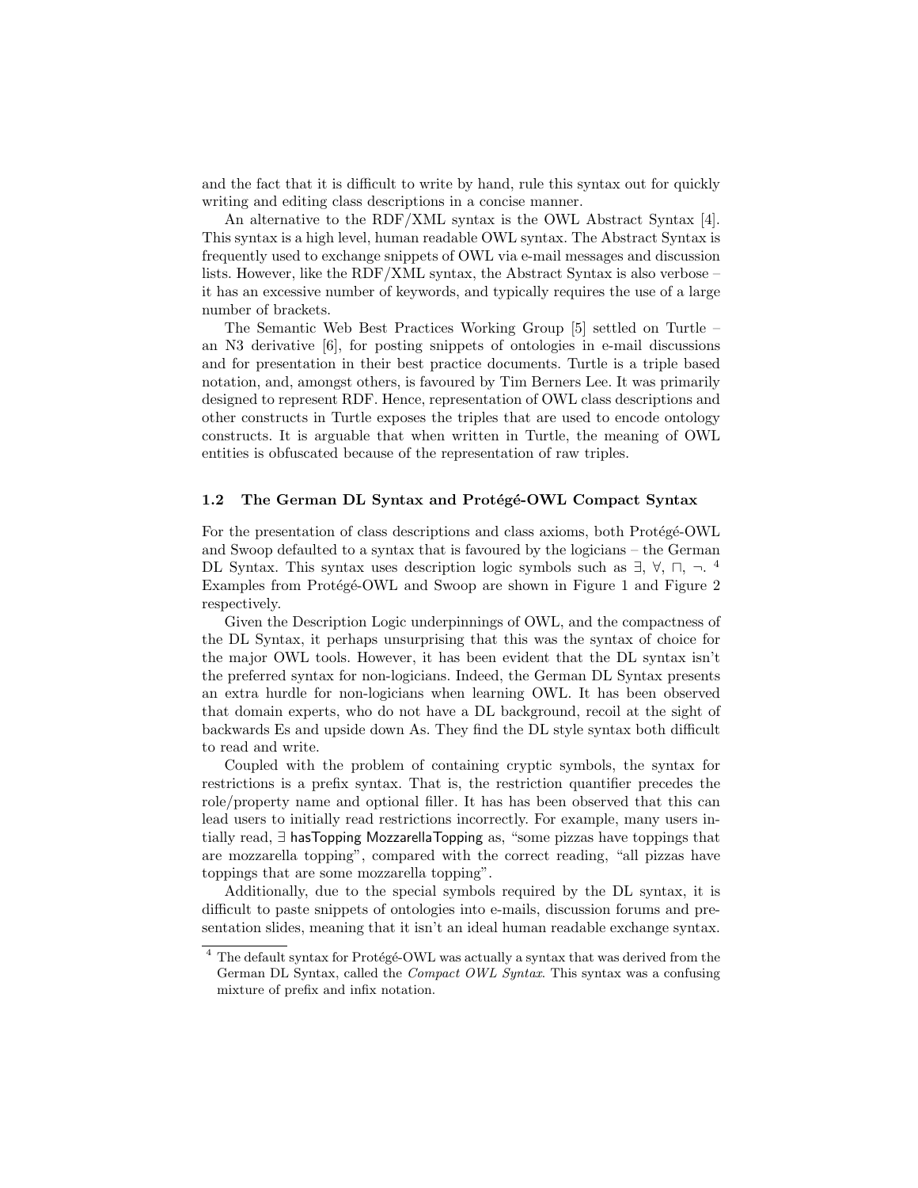and the fact that it is difficult to write by hand, rule this syntax out for quickly writing and editing class descriptions in a concise manner.

An alternative to the RDF/XML syntax is the OWL Abstract Syntax [4]. This syntax is a high level, human readable OWL syntax. The Abstract Syntax is frequently used to exchange snippets of OWL via e-mail messages and discussion lists. However, like the RDF/XML syntax, the Abstract Syntax is also verbose – it has an excessive number of keywords, and typically requires the use of a large number of brackets.

The Semantic Web Best Practices Working Group [5] settled on Turtle – an N3 derivative [6], for posting snippets of ontologies in e-mail discussions and for presentation in their best practice documents. Turtle is a triple based notation, and, amongst others, is favoured by Tim Berners Lee. It was primarily designed to represent RDF. Hence, representation of OWL class descriptions and other constructs in Turtle exposes the triples that are used to encode ontology constructs. It is arguable that when written in Turtle, the meaning of OWL entities is obfuscated because of the representation of raw triples.

### 1.2 The German DL Syntax and Protégé-OWL Compact Syntax

For the presentation of class descriptions and class axioms, both Protégé-OWL and Swoop defaulted to a syntax that is favoured by the logicians – the German DL Syntax. This syntax uses description logic symbols such as $\exists$, $\forall$, $\sqcap$, $\neg$. [4] Examples from Protégé-OWL and Swoop are shown in Figure 1 and Figure 2 respectively.

Given the Description Logic underpinnings of OWL, and the compactness of the DL Syntax, it perhaps unsurprising that this was the syntax of choice for the major OWL tools. However, it has been evident that the DL syntax isn't the preferred syntax for non-logicians. Indeed, the German DL Syntax presents an extra hurdle for non-logicians when learning OWL. It has been observed that domain experts, who do not have a DL background, recoil at the sight of backwards Es and upside down As. They find the DL style syntax both difficult to read and write.

Coupled with the problem of containing cryptic symbols, the syntax for restrictions is a prefix syntax. That is, the restriction quantifier precedes the role/property name and optional filler. It has has been observed that this can lead users to initially read restrictions incorrectly. For example, many users intially read, $\exists$ hasTopping MozzarellaTopping as, "some pizzas have toppings that are mozzarella topping", compared with the correct reading, "all pizzas have toppings that are some mozzarella topping".

Additionally, due to the special symbols required by the DL syntax, it is difficult to paste snippets of ontologies into e-mails, discussion forums and presentation slides, meaning that it isn't an ideal human readable exchange syntax.

---

[4] The default syntax for Protégé-OWL was actually a syntax that was derived from the German DL Syntax, called the *Compact OWL Syntax*. This syntax was a confusing mixture of prefix and infix notation.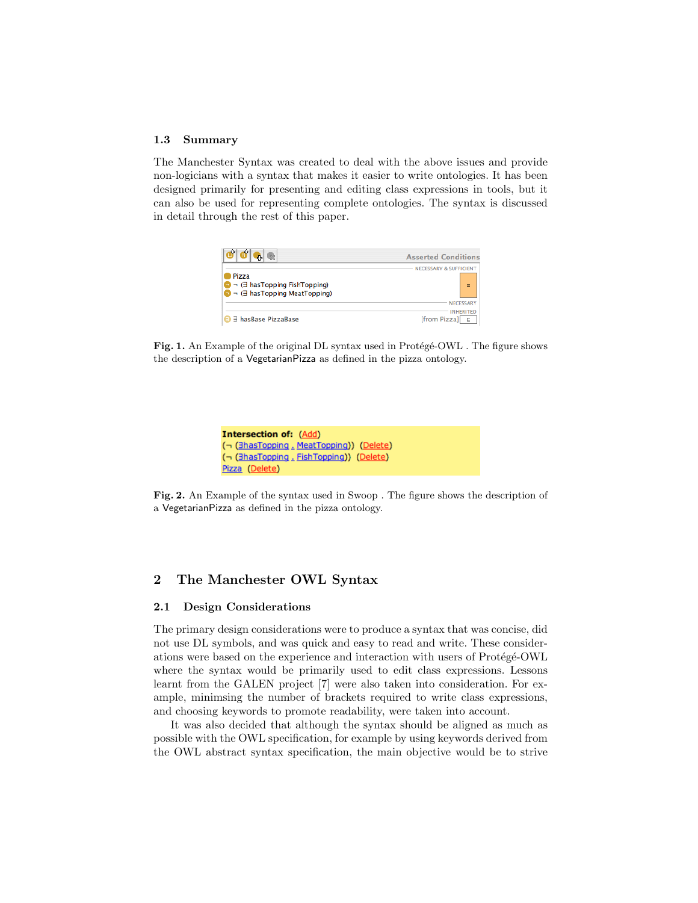### 1.3 Summary

The Manchester Syntax was created to deal with the above issues and provide non-logicians with a syntax that makes it easier to write ontologies. It has been designed primarily for presenting and editing class expressions in tools, but it can also be used for representing complete ontologies. The syntax is discussed in detail through the rest of this paper.

**Fig. 1.** An Example of the original DL syntax used in Protégé-OWL . The figure shows the description of a VegetarianPizza as defined in the pizza ontology.

**Fig. 2.** An Example of the syntax used in Swoop . The figure shows the description of a VegetarianPizza as defined in the pizza ontology.

## 2 The Manchester OWL Syntax

### 2.1 Design Considerations

The primary design considerations were to produce a syntax that was concise, did not use DL symbols, and was quick and easy to read and write. These considerations were based on the experience and interaction with users of Protégé-OWL where the syntax would be primarily used to edit class expressions. Lessons learnt from the GALEN project [7] were also taken into consideration. For example, minimsing the number of brackets required to write class expressions, and choosing keywords to promote readability, were taken into account.

It was also decided that although the syntax should be aligned as much as possible with the OWL specification, for example by using keywords derived from the OWL abstract syntax specification, the main objective would be to strive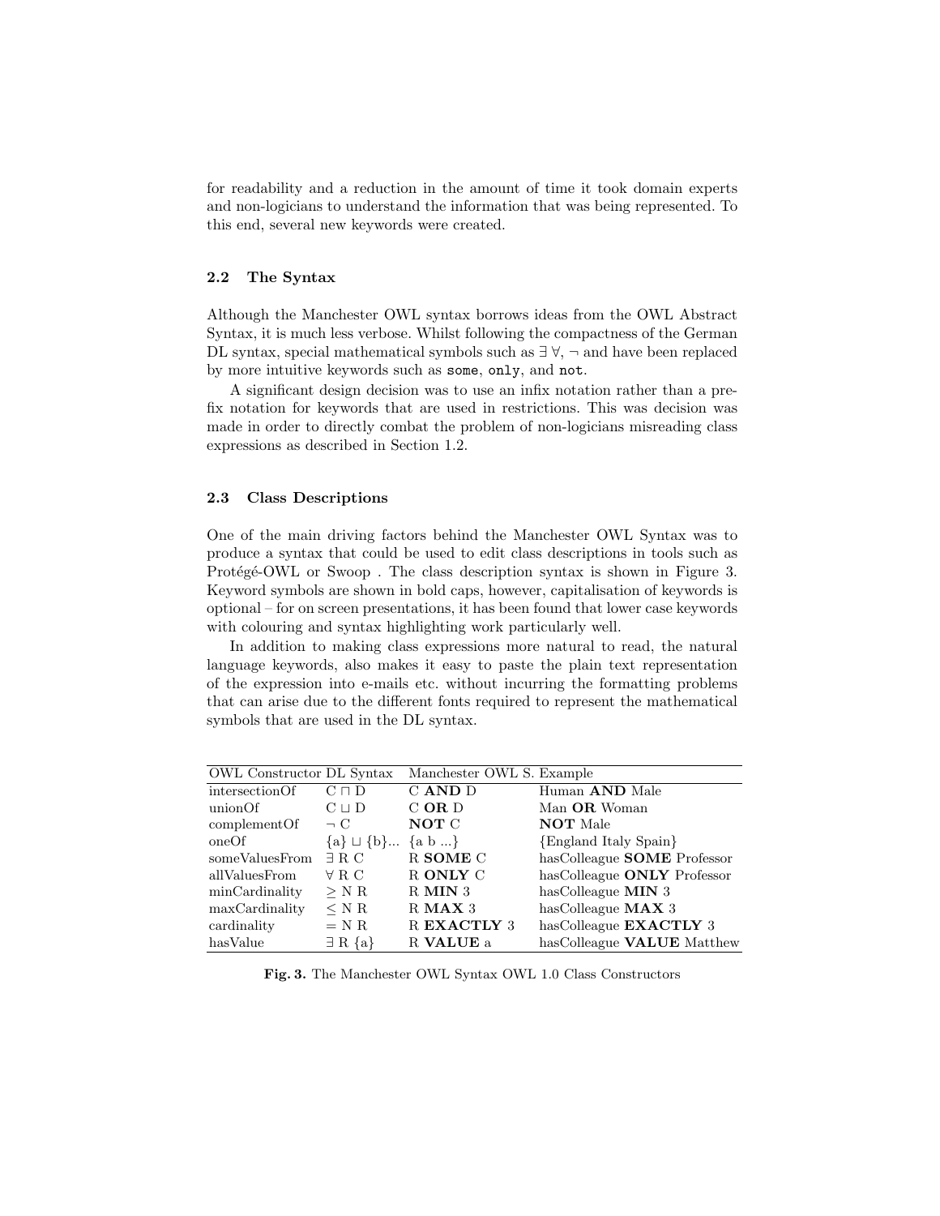for readability and a reduction in the amount of time it took domain experts and non-logicians to understand the information that was being represented. To this end, several new keywords were created.

### 2.2 The Syntax

Although the Manchester OWL syntax borrows ideas from the OWL Abstract Syntax, it is much less verbose. Whilst following the compactness of the German DL syntax, special mathematical symbols such as ∃ ∀, ¬ and have been replaced by more intuitive keywords such as `some`, `only`, and `not`.

A significant design decision was to use an infix notation rather than a prefix notation for keywords that are used in restrictions. This was decision was made in order to directly combat the problem of non-logicians misreading class expressions as described in Section 1.2.

### 2.3 Class Descriptions

One of the main driving factors behind the Manchester OWL Syntax was to produce a syntax that could be used to edit class descriptions in tools such as Protégé-OWL or Swoop . The class description syntax is shown in Figure 3. Keyword symbols are shown in bold caps, however, capitalisation of keywords is optional – for on screen presentations, it has been found that lower case keywords with colouring and syntax highlighting work particularly well.

In addition to making class expressions more natural to read, the natural language keywords, also makes it easy to paste the plain text representation of the expression into e-mails etc. without incurring the formatting problems that can arise due to the different fonts required to represent the mathematical symbols that are used in the DL syntax.

| OWL Constructor | DL Syntax | Manchester OWL S. | Example |
|---|---|---|---|
| intersectionOf | $C \sqcap D$ | C **AND** D | Human **AND** Male |
| unionOf | $C \sqcup D$ | C **OR** D | Man **OR** Woman |
| complementOf | $\neg C$ | **NOT** C | **NOT** Male |
| oneOf | $\{a\} \sqcup \{b\}$... | {a b ...} | {England Italy Spain} |
| someValuesFrom | $\exists$ R C | R **SOME** C | hasColleague **SOME** Professor |
| allValuesFrom | $\forall$ R C | R **ONLY** C | hasColleague **ONLY** Professor |
| minCardinality | $\geq$ N R | R **MIN** 3 | hasColleague **MIN** 3 |
| maxCardinality | $\leq$ N R | R **MAX** 3 | hasColleague **MAX** 3 |
| cardinality | $=$ N R | R **EXACTLY** 3 | hasColleague **EXACTLY** 3 |
| hasValue | $\exists$ R {a} | R **VALUE** a | hasColleague **VALUE** Matthew |

**Fig. 3.** The Manchester OWL Syntax OWL 1.0 Class Constructors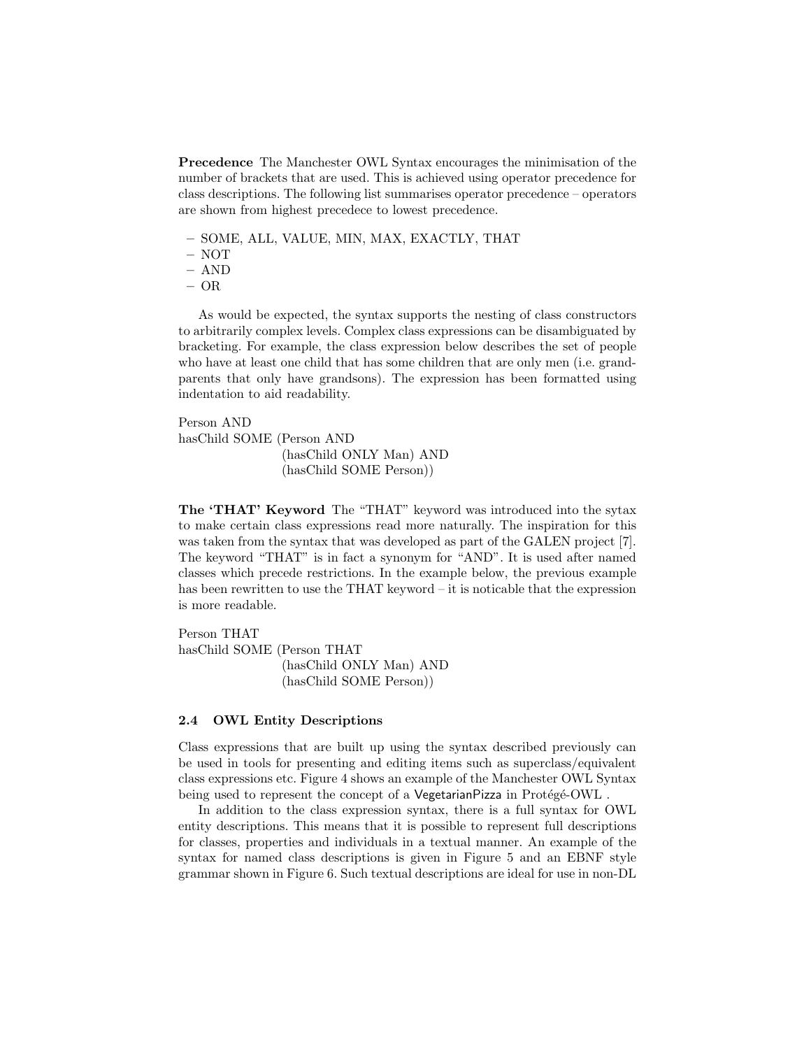**Precedence** The Manchester OWL Syntax encourages the minimisation of the number of brackets that are used. This is achieved using operator precedence for class descriptions. The following list summarises operator precedence – operators are shown from highest precedece to lowest precedence.

– SOME, ALL, VALUE, MIN, MAX, EXACTLY, THAT
– NOT
– AND
– OR

As would be expected, the syntax supports the nesting of class constructors to arbitrarily complex levels. Complex class expressions can be disambiguated by bracketing. For example, the class expression below describes the set of people who have at least one child that has some children that are only men (i.e. grandparents that only have grandsons). The expression has been formatted using indentation to aid readability.

```
Person AND
hasChild SOME (Person AND
                    (hasChild ONLY Man) AND
                    (hasChild SOME Person))
```

**The 'THAT' Keyword** The "THAT" keyword was introduced into the sytax to make certain class expressions read more naturally. The inspiration for this was taken from the syntax that was developed as part of the GALEN project [7]. The keyword "THAT" is in fact a synonym for "AND". It is used after named classes which precede restrictions. In the example below, the previous example has been rewritten to use the THAT keyword – it is noticable that the expression is more readable.

```
Person THAT
hasChild SOME (Person THAT
                    (hasChild ONLY Man) AND
                    (hasChild SOME Person))
```

### 2.4 OWL Entity Descriptions

Class expressions that are built up using the syntax described previously can be used in tools for presenting and editing items such as superclass/equivalent class expressions etc. Figure 4 shows an example of the Manchester OWL Syntax being used to represent the concept of a VegetarianPizza in Protégé-OWL .

In addition to the class expression syntax, there is a full syntax for OWL entity descriptions. This means that it is possible to represent full descriptions for classes, properties and individuals in a textual manner. An example of the syntax for named class descriptions is given in Figure 5 and an EBNF style grammar shown in Figure 6. Such textual descriptions are ideal for use in non-DL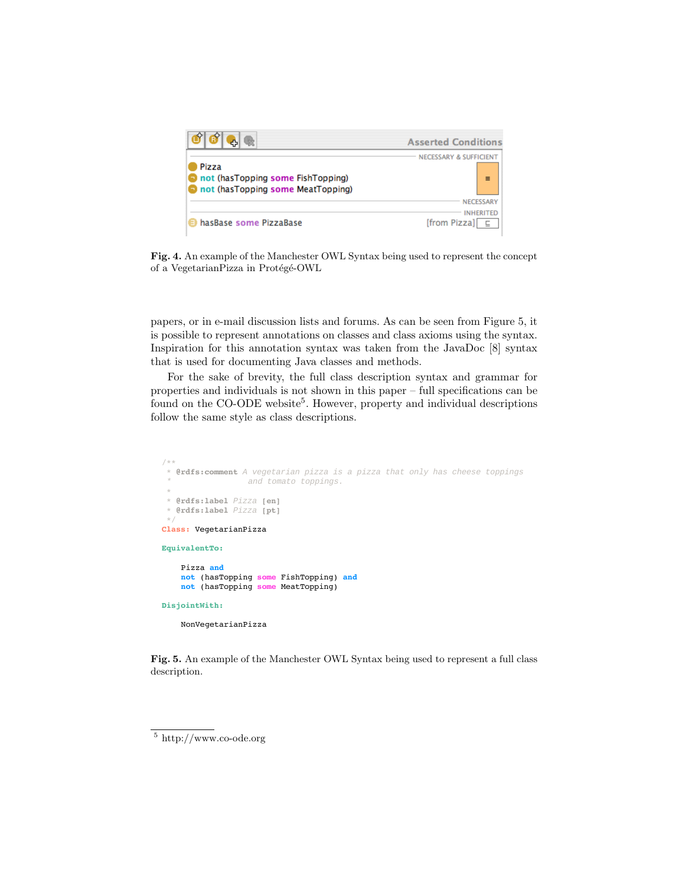| Asserted Conditions | |
|---|---|
| | NECESSARY & SUFFICIENT |
| Pizza | ≡ |
| not (hasTopping some FishTopping) | |
| not (hasTopping some MeatTopping) | |
| | NECESSARY |
| | INHERITED |
| hasBase some PizzaBase | [from Pizza] ⊑ |

**Fig. 4.** An example of the Manchester OWL Syntax being used to represent the concept of a VegetarianPizza in Protégé-OWL

papers, or in e-mail discussion lists and forums. As can be seen from Figure 5, it is possible to represent annotations on classes and class axioms using the syntax. Inspiration for this annotation syntax was taken from the JavaDoc [8] syntax that is used for documenting Java classes and methods.

For the sake of brevity, the full class description syntax and grammar for properties and individuals is not shown in this paper – full specifications can be found on the CO-ODE website[5]. However, property and individual descriptions follow the same style as class descriptions.

```
/**
 * @rdfs:comment A vegetarian pizza is a pizza that only has cheese toppings
 *               and tomato toppings.
 *
 * @rdfs:label Pizza [en]
 * @rdfs:label Pizza [pt]
 */
Class: VegetarianPizza

EquivalentTo:

    Pizza and
    not (hasTopping some FishTopping) and
    not (hasTopping some MeatTopping)

DisjointWith:

    NonVegetarianPizza
```

**Fig. 5.** An example of the Manchester OWL Syntax being used to represent a full class description.

[5] http://www.co-ode.org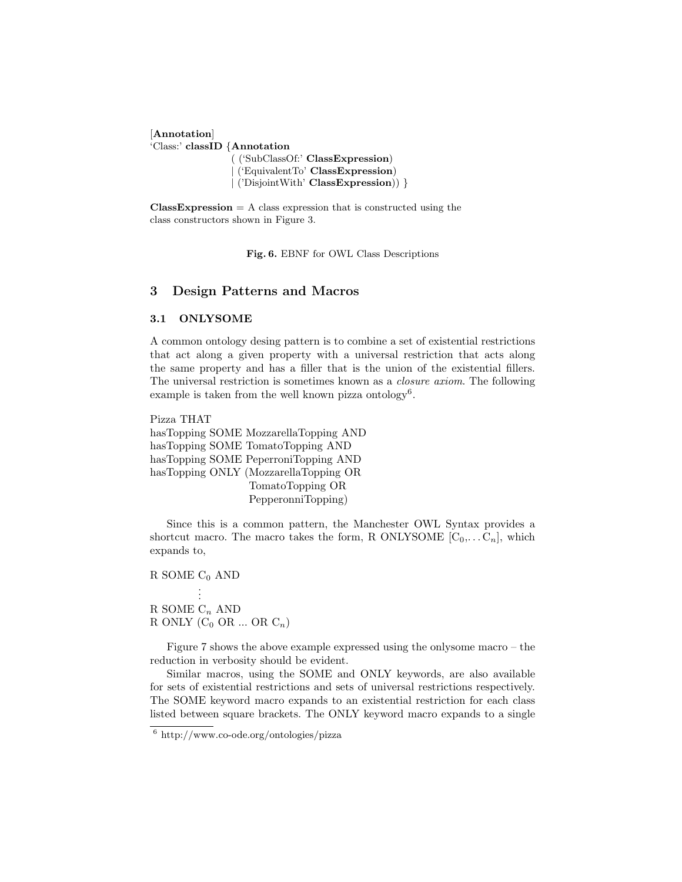[**Annotation**]
'Class:' **classID** {**Annotation**
( ('SubClassOf:' **ClassExpression**)
| ('EquivalentTo' **ClassExpression**)
| ('DisjointWith' **ClassExpression**)) }

**ClassExpression** = A class expression that is constructed using the class constructors shown in Figure 3.

**Fig. 6.** EBNF for OWL Class Descriptions

## 3 Design Patterns and Macros

### 3.1 ONLYSOME

A common ontology desing pattern is to combine a set of existential restrictions that act along a given property with a universal restriction that acts along the same property and has a filler that is the union of the existential fillers. The universal restriction is sometimes known as a *closure axiom*. The following example is taken from the well known pizza ontology[6].

```
Pizza THAT
hasTopping SOME MozzarellaTopping AND
hasTopping SOME TomatoTopping AND
hasTopping SOME PeperroniTopping AND
hasTopping ONLY (MozzarellaTopping OR
                 TomatoTopping OR
                 PepperonniTopping)
```

Since this is a common pattern, the Manchester OWL Syntax provides a shortcut macro. The macro takes the form, R ONLYSOME [$C_0$,... $C_n$], which expands to,

R SOME $C_0$ AND
⋮
R SOME $C_n$ AND
R ONLY ($C_0$ OR ... OR $C_n$)

Figure 7 shows the above example expressed using the onlysome macro – the reduction in verbosity should be evident.

Similar macros, using the SOME and ONLY keywords, are also available for sets of existential restrictions and sets of universal restrictions respectively. The SOME keyword macro expands to an existential restriction for each class listed between square brackets. The ONLY keyword macro expands to a single

[6] http://www.co-ode.org/ontologies/pizza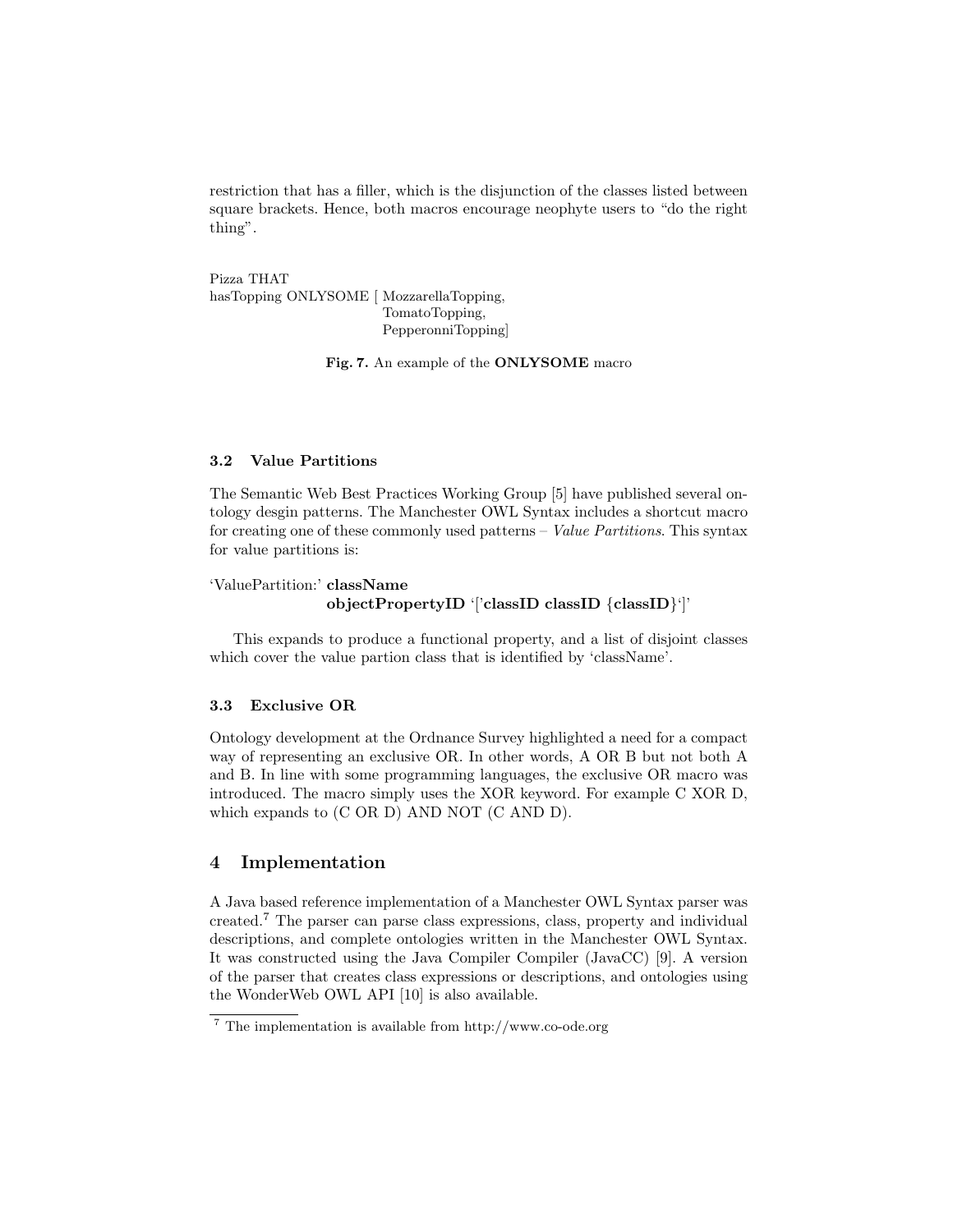restriction that has a filler, which is the disjunction of the classes listed between square brackets. Hence, both macros encourage neophyte users to "do the right thing".

```
Pizza THAT
hasTopping ONLYSOME [ MozzarellaTopping,
                      TomatoTopping,
                      PepperonniTopping]
```

**Fig. 7.** An example of the **ONLYSOME** macro

### 3.2 Value Partitions

The Semantic Web Best Practices Working Group [5] have published several ontology desgin patterns. The Manchester OWL Syntax includes a shortcut macro for creating one of these commonly used patterns – *Value Partitions*. This syntax for value partitions is:

'ValuePartition:' **className**
**objectPropertyID** '['**classID classID** {**classID**}']'

This expands to produce a functional property, and a list of disjoint classes which cover the value partion class that is identified by 'className'.

### 3.3 Exclusive OR

Ontology development at the Ordnance Survey highlighted a need for a compact way of representing an exclusive OR. In other words, A OR B but not both A and B. In line with some programming languages, the exclusive OR macro was introduced. The macro simply uses the XOR keyword. For example C XOR D, which expands to (C OR D) AND NOT (C AND D).

## 4 Implementation

A Java based reference implementation of a Manchester OWL Syntax parser was created.[7] The parser can parse class expressions, class, property and individual descriptions, and complete ontologies written in the Manchester OWL Syntax. It was constructed using the Java Compiler Compiler (JavaCC) [9]. A version of the parser that creates class expressions or descriptions, and ontologies using the WonderWeb OWL API [10] is also available.

[7] The implementation is available from http://www.co-ode.org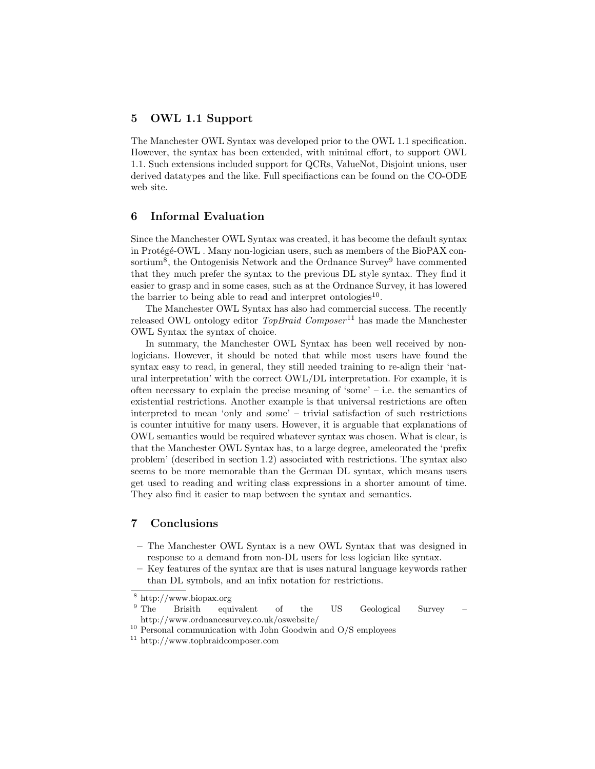## 5 OWL 1.1 Support

The Manchester OWL Syntax was developed prior to the OWL 1.1 specification. However, the syntax has been extended, with minimal effort, to support OWL 1.1. Such extensions included support for QCRs, ValueNot, Disjoint unions, user derived datatypes and the like. Full specifiactions can be found on the CO-ODE web site.

## 6 Informal Evaluation

Since the Manchester OWL Syntax was created, it has become the default syntax in Protégé-OWL . Many non-logician users, such as members of the BioPAX consortium[8], the Ontogenisis Network and the Ordnance Survey[9] have commented that they much prefer the syntax to the previous DL style syntax. They find it easier to grasp and in some cases, such as at the Ordnance Survey, it has lowered the barrier to being able to read and interpret ontologies[10].

The Manchester OWL Syntax has also had commercial success. The recently released OWL ontology editor *TopBraid Composer*[11] has made the Manchester OWL Syntax the syntax of choice.

In summary, the Manchester OWL Syntax has been well received by non-logicians. However, it should be noted that while most users have found the syntax easy to read, in general, they still needed training to re-align their 'natural interpretation' with the correct OWL/DL interpretation. For example, it is often necessary to explain the precise meaning of 'some' – i.e. the semantics of existential restrictions. Another example is that universal restrictions are often interpreted to mean 'only and some' – trivial satisfaction of such restrictions is counter intuitive for many users. However, it is arguable that explanations of OWL semantics would be required whatever syntax was chosen. What is clear, is that the Manchester OWL Syntax has, to a large degree, ameleorated the 'prefix problem' (described in section 1.2) associated with restrictions. The syntax also seems to be more memorable than the German DL syntax, which means users get used to reading and writing class expressions in a shorter amount of time. They also find it easier to map between the syntax and semantics.

## 7 Conclusions

- The Manchester OWL Syntax is a new OWL Syntax that was designed in response to a demand from non-DL users for less logician like syntax.
- Key features of the syntax are that is uses natural language keywords rather than DL symbols, and an infix notation for restrictions.

[8] http://www.biopax.org

[9] The Brisith equivalent of the US Geological Survey – http://www.ordnancesurvey.co.uk/oswebsite/

[10] Personal communication with John Goodwin and O/S employees

[11] http://www.topbraidcomposer.com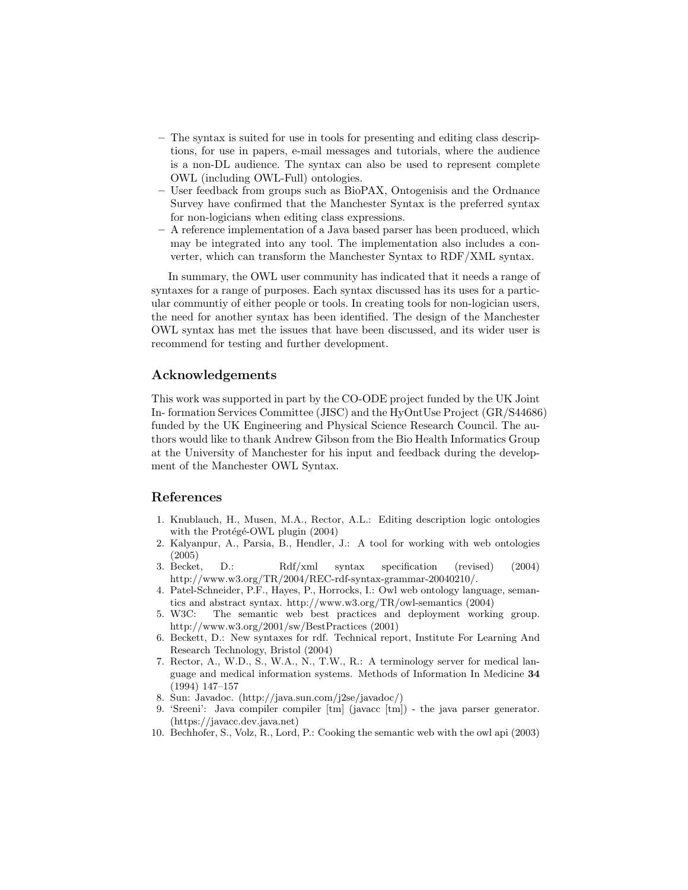- The syntax is suited for use in tools for presenting and editing class descriptions, for use in papers, e-mail messages and tutorials, where the audience is a non-DL audience. The syntax can also be used to represent complete OWL (including OWL-Full) ontologies.
- User feedback from groups such as BioPAX, Ontogenisis and the Ordnance Survey have confirmed that the Manchester Syntax is the preferred syntax for non-logicians when editing class expressions.
- A reference implementation of a Java based parser has been produced, which may be integrated into any tool. The implementation also includes a converter, which can transform the Manchester Syntax to RDF/XML syntax.

In summary, the OWL user community has indicated that it needs a range of syntaxes for a range of purposes. Each syntax discussed has its uses for a particular communtiy of either people or tools. In creating tools for non-logician users, the need for another syntax has been identified. The design of the Manchester OWL syntax has met the issues that have been discussed, and its wider user is recommend for testing and further development.

## Acknowledgements

This work was supported in part by the CO-ODE project funded by the UK Joint In- formation Services Committee (JISC) and the HyOntUse Project (GR/S44686) funded by the UK Engineering and Physical Science Research Council. The authors would like to thank Andrew Gibson from the Bio Health Informatics Group at the University of Manchester for his input and feedback during the development of the Manchester OWL Syntax.

## References

1. Knublauch, H., Musen, M.A., Rector, A.L.: Editing description logic ontologies with the Protégé-OWL plugin (2004)
2. Kalyanpur, A., Parsia, B., Hendler, J.: A tool for working with web ontologies (2005)
3. Becket, D.: Rdf/xml syntax specification (revised) (2004) http://www.w3.org/TR/2004/REC-rdf-syntax-grammar-20040210/.
4. Patel-Schneider, P.F., Hayes, P., Horrocks, I.: Owl web ontology language, semantics and abstract syntax. http://www.w3.org/TR/owl-semantics (2004)
5. W3C: The semantic web best practices and deployment working group. http://www.w3.org/2001/sw/BestPractices (2001)
6. Beckett, D.: New syntaxes for rdf. Technical report, Institute For Learning And Research Technology, Bristol (2004)
7. Rector, A., W.D., S., W.A., N., T.W., R.: A terminology server for medical language and medical information systems. Methods of Information In Medicine **34** (1994) 147–157
8. Sun: Javadoc. (http://java.sun.com/j2se/javadoc/)
9. 'Sreeni': Java compiler compiler [tm] (javacc [tm]) - the java parser generator. (https://javacc.dev.java.net)
10. Bechhofer, S., Volz, R., Lord, P.: Cooking the semantic web with the owl api (2003)